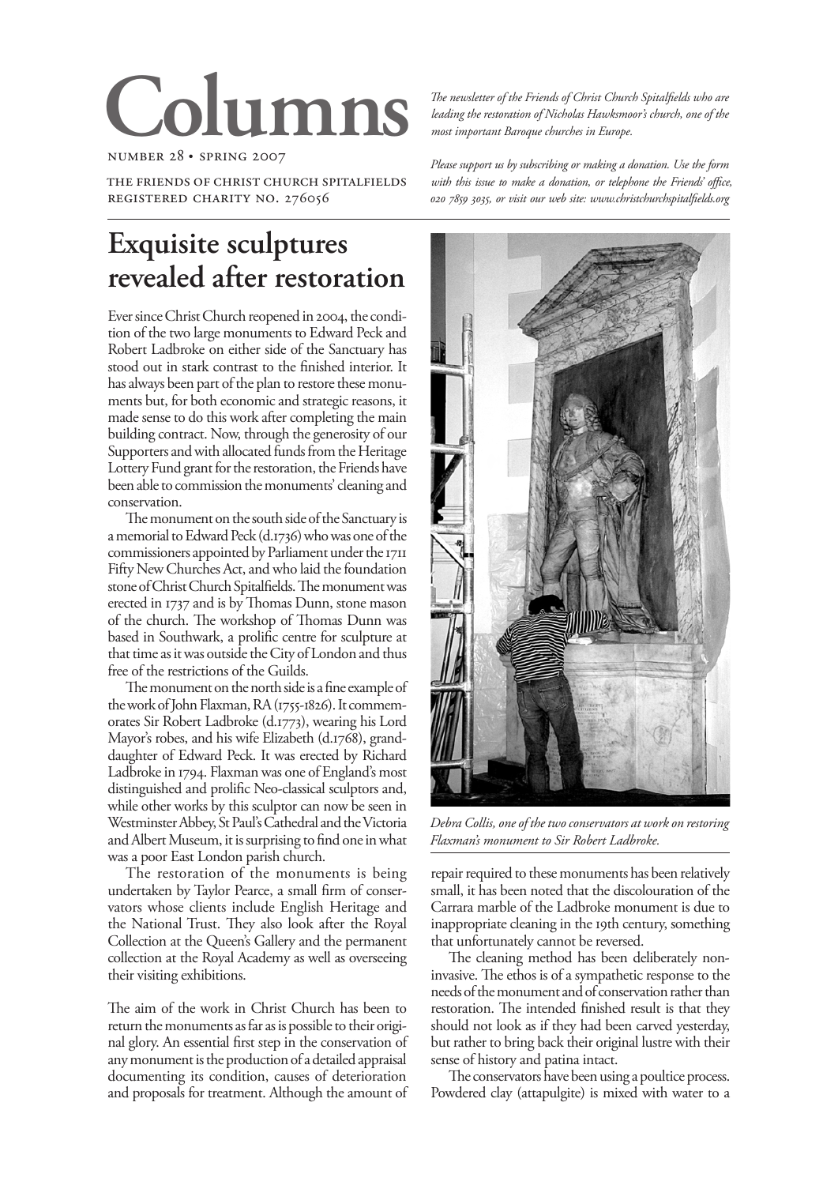# Columns

NUMBER 28 • SPRING 2007

THE FRIENDS OF CHRIST CHURCH SPITALFIELDS
REGISTERED CHARITY NO. 276056

*The newsletter of the Friends of Christ Church Spitalfields who are leading the restoration of Nicholas Hawksmoor's church, one of the most important Baroque churches in Europe.*

*Please support us by subscribing or making a donation. Use the form with this issue to make a donation, or telephone the Friends' office, 020 7859 3035, or visit our web site: www.christchurchspitalfields.org*

## Exquisite sculptures revealed after restoration

Ever since Christ Church reopened in 2004, the condition of the two large monuments to Edward Peck and Robert Ladbroke on either side of the Sanctuary has stood out in stark contrast to the finished interior. It has always been part of the plan to restore these monuments but, for both economic and strategic reasons, it made sense to do this work after completing the main building contract. Now, through the generosity of our Supporters and with allocated funds from the Heritage Lottery Fund grant for the restoration, the Friends have been able to commission the monuments' cleaning and conservation.

The monument on the south side of the Sanctuary is a memorial to Edward Peck (d.1736) who was one of the commissioners appointed by Parliament under the 1711 Fifty New Churches Act, and who laid the foundation stone of Christ Church Spitalfields. The monument was erected in 1737 and is by Thomas Dunn, stone mason of the church. The workshop of Thomas Dunn was based in Southwark, a prolific centre for sculpture at that time as it was outside the City of London and thus free of the restrictions of the Guilds.

The monument on the north side is a fine example of the work of John Flaxman, RA (1755-1826). It commemorates Sir Robert Ladbroke (d.1773), wearing his Lord Mayor's robes, and his wife Elizabeth (d.1768), granddaughter of Edward Peck. It was erected by Richard Ladbroke in 1794. Flaxman was one of England's most distinguished and prolific Neo-classical sculptors and, while other works by this sculptor can now be seen in Westminster Abbey, St Paul's Cathedral and the Victoria and Albert Museum, it is surprising to find one in what was a poor East London parish church.

The restoration of the monuments is being undertaken by Taylor Pearce, a small firm of conservators whose clients include English Heritage and the National Trust. They also look after the Royal Collection at the Queen's Gallery and the permanent collection at the Royal Academy as well as overseeing their visiting exhibitions.

The aim of the work in Christ Church has been to return the monuments as far as is possible to their original glory. An essential first step in the conservation of any monument is the production of a detailed appraisal documenting its condition, causes of deterioration and proposals for treatment. Although the amount of repair required to these monuments has been relatively small, it has been noted that the discolouration of the Carrara marble of the Ladbroke monument is due to inappropriate cleaning in the 19th century, something that unfortunately cannot be reversed.

*Debra Collis, one of the two conservators at work on restoring Flaxman's monument to Sir Robert Ladbroke.*

The cleaning method has been deliberately non-invasive. The ethos is of a sympathetic response to the needs of the monument and of conservation rather than restoration. The intended finished result is that they should not look as if they had been carved yesterday, but rather to bring back their original lustre with their sense of history and patina intact.

The conservators have been using a poultice process. Powdered clay (attapulgite) is mixed with water to a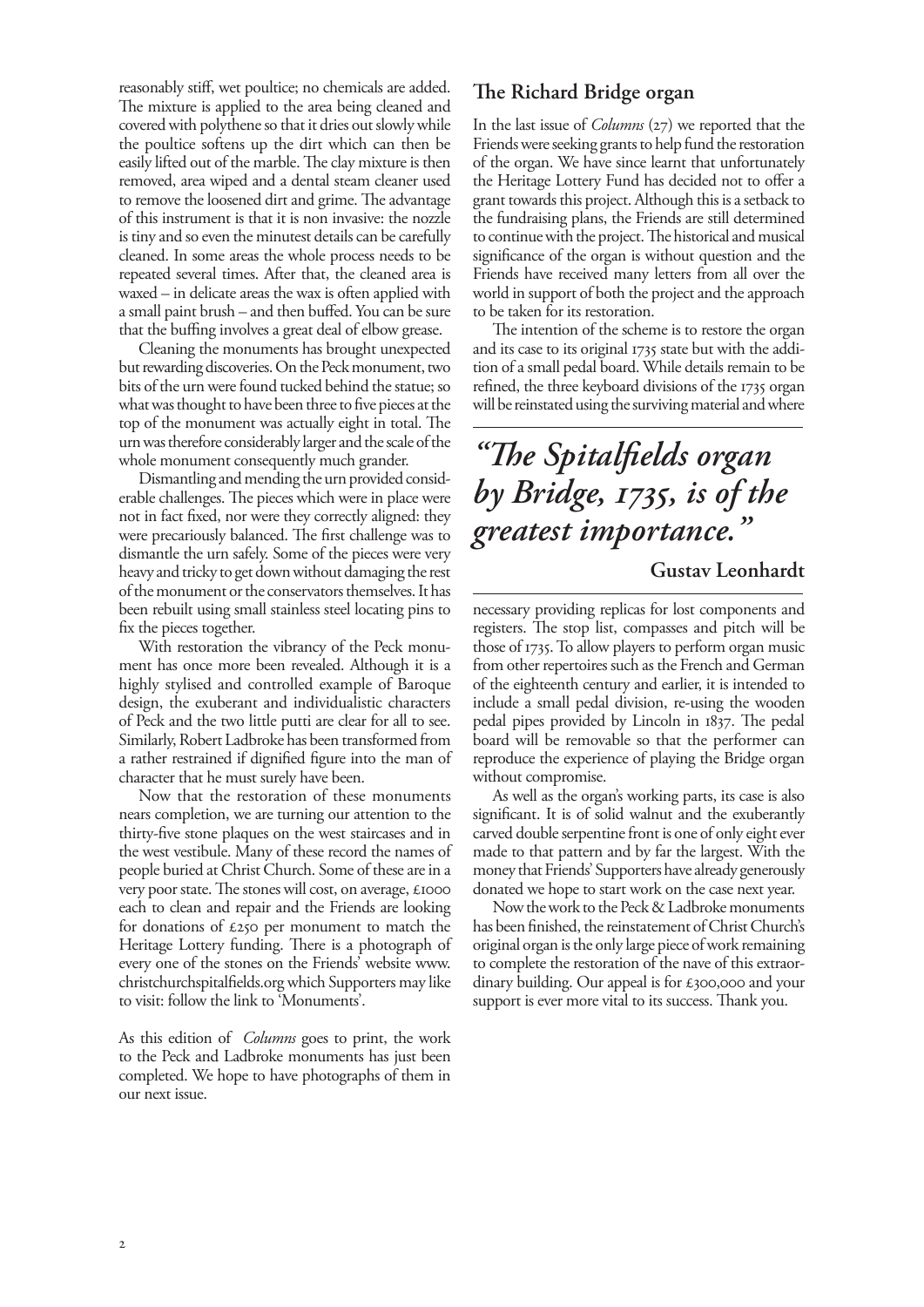reasonably stiff, wet poultice; no chemicals are added. The mixture is applied to the area being cleaned and covered with polythene so that it dries out slowly while the poultice softens up the dirt which can then be easily lifted out of the marble. The clay mixture is then removed, area wiped and a dental steam cleaner used to remove the loosened dirt and grime. The advantage of this instrument is that it is non invasive: the nozzle is tiny and so even the minutest details can be carefully cleaned. In some areas the whole process needs to be repeated several times. After that, the cleaned area is waxed – in delicate areas the wax is often applied with a small paint brush – and then buffed. You can be sure that the buffing involves a great deal of elbow grease.

Cleaning the monuments has brought unexpected but rewarding discoveries. On the Peck monument, two bits of the urn were found tucked behind the statue; so what was thought to have been three to five pieces at the top of the monument was actually eight in total. The urn was therefore considerably larger and the scale of the whole monument consequently much grander.

Dismantling and mending the urn provided considerable challenges. The pieces which were in place were not in fact fixed, nor were they correctly aligned: they were precariously balanced. The first challenge was to dismantle the urn safely. Some of the pieces were very heavy and tricky to get down without damaging the rest of the monument or the conservators themselves. It has been rebuilt using small stainless steel locating pins to fix the pieces together.

With restoration the vibrancy of the Peck monument has once more been revealed. Although it is a highly stylised and controlled example of Baroque design, the exuberant and individualistic characters of Peck and the two little putti are clear for all to see. Similarly, Robert Ladbroke has been transformed from a rather restrained if dignified figure into the man of character that he must surely have been.

Now that the restoration of these monuments nears completion, we are turning our attention to the thirty-five stone plaques on the west staircases and in the west vestibule. Many of these record the names of people buried at Christ Church. Some of these are in a very poor state. The stones will cost, on average, £1000 each to clean and repair and the Friends are looking for donations of £250 per monument to match the Heritage Lottery funding. There is a photograph of every one of the stones on the Friends' website www.christchurchspitalfields.org which Supporters may like to visit: follow the link to 'Monuments'.

As this edition of *Columns* goes to print, the work to the Peck and Ladbroke monuments has just been completed. We hope to have photographs of them in our next issue.

## The Richard Bridge organ

In the last issue of *Columns* (27) we reported that the Friends were seeking grants to help fund the restoration of the organ. We have since learnt that unfortunately the Heritage Lottery Fund has decided not to offer a grant towards this project. Although this is a setback to the fundraising plans, the Friends are still determined to continue with the project. The historical and musical significance of the organ is without question and the Friends have received many letters from all over the world in support of both the project and the approach to be taken for its restoration.

The intention of the scheme is to restore the organ and its case to its original 1735 state but with the addition of a small pedal board. While details remain to be refined, the three keyboard divisions of the 1735 organ will be reinstated using the surviving material and where necessary providing replicas for lost components and registers. The stop list, compasses and pitch will be those of 1735. To allow players to perform organ music from other repertoires such as the French and German of the eighteenth century and earlier, it is intended to include a small pedal division, re-using the wooden pedal pipes provided by Lincoln in 1837. The pedal board will be removable so that the performer can reproduce the experience of playing the Bridge organ without compromise.

> ***"The Spitalfields organ by Bridge, 1735, is of the greatest importance."***
>
> **Gustav Leonhardt**

As well as the organ's working parts, its case is also significant. It is of solid walnut and the exuberantly carved double serpentine front is one of only eight ever made to that pattern and by far the largest. With the money that Friends' Supporters have already generously donated we hope to start work on the case next year.

Now the work to the Peck & Ladbroke monuments has been finished, the reinstatement of Christ Church's original organ is the only large piece of work remaining to complete the restoration of the nave of this extraordinary building. Our appeal is for £300,000 and your support is ever more vital to its success. Thank you.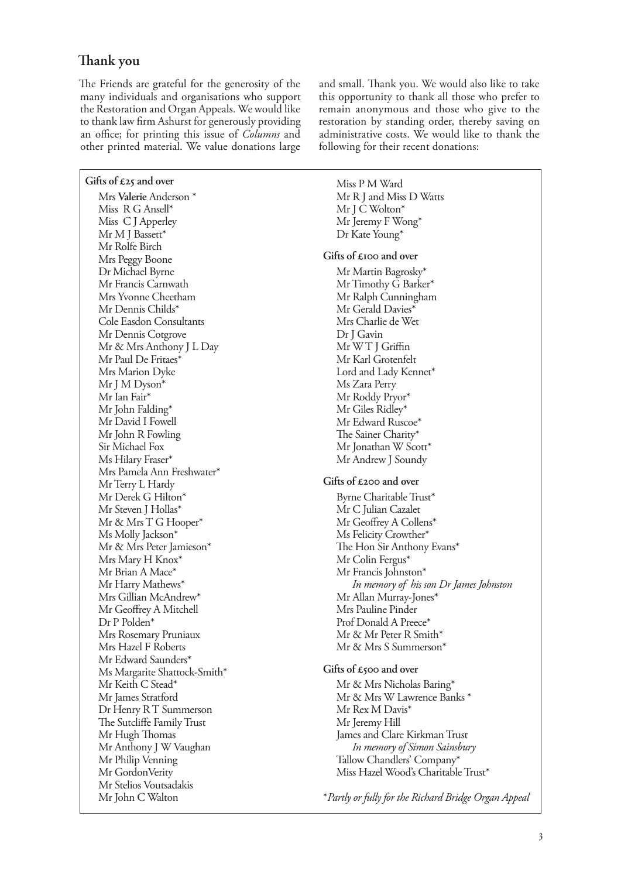## Thank you

The Friends are grateful for the generosity of the many individuals and organisations who support the Restoration and Organ Appeals. We would like to thank law firm Ashurst for generously providing an office; for printing this issue of *Columns* and other printed material. We value donations large and small. Thank you. We would also like to take this opportunity to thank all those who prefer to remain anonymous and those who give to the restoration by standing order, thereby saving on administrative costs. We would like to thank the following for their recent donations:

**Gifts of £25 and over**

Mrs **Valerie** Anderson *
Miss R G Ansell*
Miss C J Apperley
Mr M J Bassett*
Mr Rolfe Birch
Mrs Peggy Boone
Dr Michael Byrne
Mr Francis Carnwath
Mrs Yvonne Cheetham
Mr Dennis Childs*
Cole Easdon Consultants
Mr Dennis Cotgrove
Mr & Mrs Anthony J L Day
Mr Paul De Fritaes*
Mrs Marion Dyke
Mr J M Dyson*
Mr Ian Fair*
Mr John Falding*
Mr David I Fowell
Mr John R Fowling
Sir Michael Fox
Ms Hilary Fraser*
Mrs Pamela Ann Freshwater*
Mr Terry L Hardy
Mr Derek G Hilton*
Mr Steven J Hollas*
Mr & Mrs T G Hooper*
Ms Molly Jackson*
Mr & Mrs Peter Jamieson*
Mrs Mary H Knox*
Mr Brian A Mace*
Mr Harry Mathews*
Mrs Gillian McAndrew*
Mr Geoffrey A Mitchell
Dr P Polden*
Mrs Rosemary Pruniaux
Mrs Hazel F Roberts
Mr Edward Saunders*
Ms Margarite Shattock-Smith*
Mr Keith C Stead*
Mr James Stratford
Dr Henry R T Summerson
The Sutcliffe Family Trust
Mr Hugh Thomas
Mr Anthony J W Vaughan
Mr Philip Venning
Mr GordonVerity
Mr Stelios Voutsadakis
Mr John C Walton
Miss P M Ward
Mr R J and Miss D Watts
Mr J C Wolton*
Mr Jeremy F Wong*
Dr Kate Young*

**Gifts of £100 and over**

Mr Martin Bagrosky*
Mr Timothy G Barker*
Mr Ralph Cunningham
Mr Gerald Davies*
Mrs Charlie de Wet
Dr J Gavin
Mr W T J Griffin
Mr Karl Grotenfelt
Lord and Lady Kennet*
Ms Zara Perry
Mr Roddy Pryor*
Mr Giles Ridley*
Mr Edward Ruscoe*
The Sainer Charity*
Mr Jonathan W Scott*
Mr Andrew J Soundy

**Gifts of £200 and over**

Byrne Charitable Trust*
Mr C Julian Cazalet
Mr Geoffrey A Collens*
Ms Felicity Crowther*
The Hon Sir Anthony Evans*
Mr Colin Fergus*
Mr Francis Johnston*
*In memory of his son Dr James Johnston*
Mr Allan Murray-Jones*
Mrs Pauline Pinder
Prof Donald A Preece*
Mr & Mr Peter R Smith*
Mr & Mrs S Summerson*

**Gifts of £500 and over**

Mr & Mrs Nicholas Baring*
Mr & Mrs W Lawrence Banks *
Mr Rex M Davis*
Mr Jeremy Hill
James and Clare Kirkman Trust
*In memory of Simon Sainsbury*
Tallow Chandlers' Company*
Miss Hazel Wood's Charitable Trust*

**Partly or fully for the Richard Bridge Organ Appeal*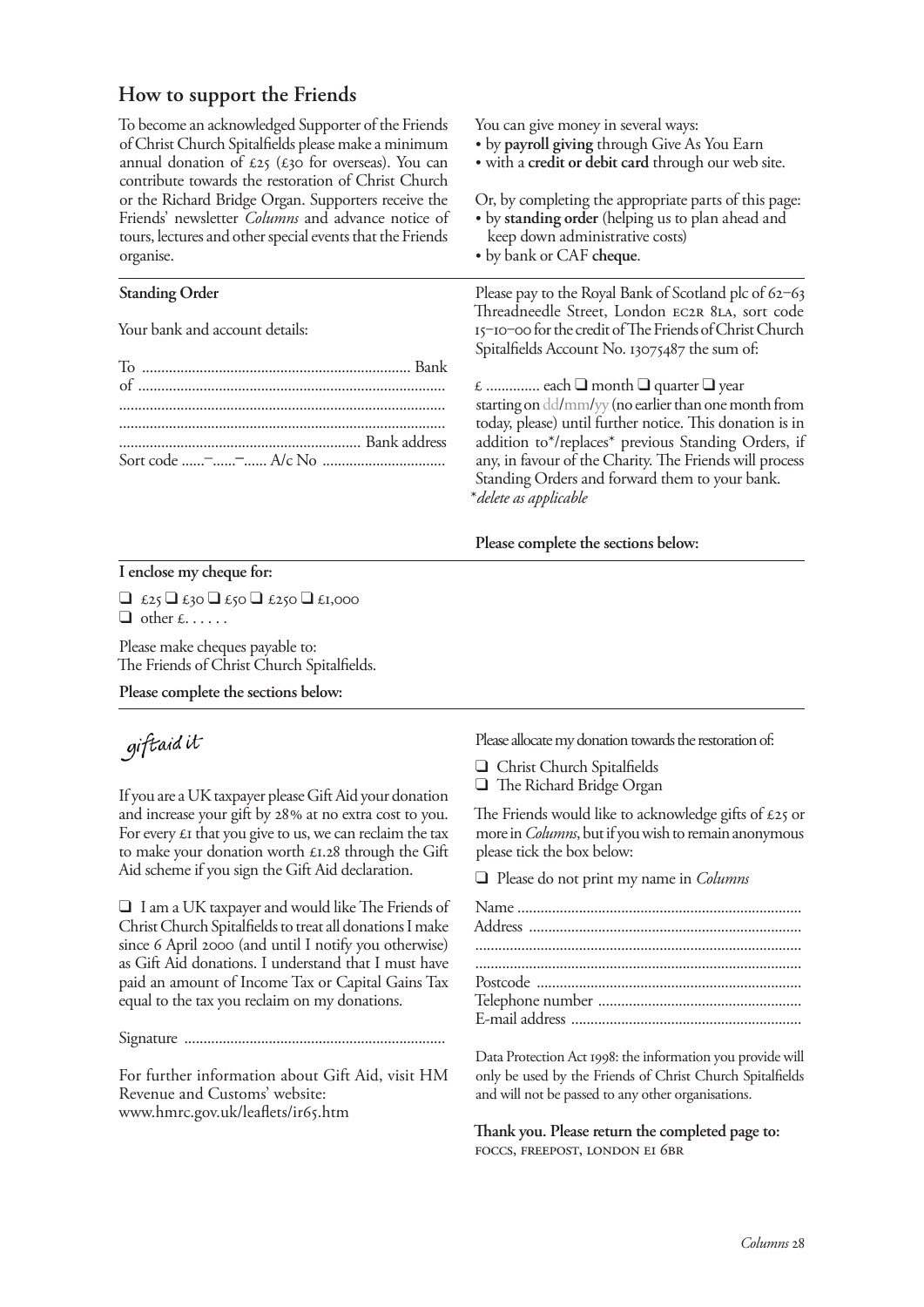## How to support the Friends

To become an acknowledged Supporter of the Friends of Christ Church Spitalfields please make a minimum annual donation of £25 (£30 for overseas). You can contribute towards the restoration of Christ Church or the Richard Bridge Organ. Supporters receive the Friends' newsletter *Columns* and advance notice of tours, lectures and other special events that the Friends organise.

You can give money in several ways:

- by **payroll giving** through Give As You Earn
- with a **credit or debit card** through our web site.

Or, by completing the appropriate parts of this page:

- by **standing order** (helping us to plan ahead and keep down administrative costs)
- by bank or CAF **cheque**.

**Standing Order**

Your bank and account details:

To ...................................................................... Bank
of ...............................................................................
.....................................................................................
.....................................................................................
................................................................ Bank address
Sort code ......–......–...... A/c No ................................

Please pay to the Royal Bank of Scotland plc of 62–63 Threadneedle Street, London EC2R 8LA, sort code 15–10–00 for the credit of The Friends of Christ Church Spitalfields Account No. 13075487 the sum of:

£ .............. each ❑ month ❑ quarter ❑ year starting on dd/mm/yy (no earlier than one month from today, please) until further notice. This donation is in addition to*/replaces* previous Standing Orders, if any, in favour of the Charity. The Friends will process Standing Orders and forward them to your bank.
**delete as applicable*

**Please complete the sections below:**

**I enclose my cheque for:**

❑ £25 ❑ £30 ❑ £50 ❑ £250 ❑ £1,000
❑ other £. . . . . .

Please make cheques payable to:
The Friends of Christ Church Spitalfields.

**Please complete the sections below:**

*giftaid it*

If you are a UK taxpayer please Gift Aid your donation and increase your gift by 28% at no extra cost to you. For every £1 that you give to us, we can reclaim the tax to make your donation worth £1.28 through the Gift Aid scheme if you sign the Gift Aid declaration.

❑ I am a UK taxpayer and would like The Friends of Christ Church Spitalfields to treat all donations I make since 6 April 2000 (and until I notify you otherwise) as Gift Aid donations. I understand that I must have paid an amount of Income Tax or Capital Gains Tax equal to the tax you reclaim on my donations.

Signature ...................................................................

For further information about Gift Aid, visit HM Revenue and Customs' website:
www.hmrc.gov.uk/leaflets/ir65.htm

Please allocate my donation towards the restoration of:

❑ Christ Church Spitalfields
❑ The Richard Bridge Organ

The Friends would like to acknowledge gifts of £25 or more in *Columns*, but if you wish to remain anonymous please tick the box below:

❑ Please do not print my name in *Columns*

Name .........................................................................
Address ......................................................................
.....................................................................................
.....................................................................................
Postcode ....................................................................
Telephone number ....................................................
E-mail address ...........................................................

Data Protection Act 1998: the information you provide will only be used by the Friends of Christ Church Spitalfields and will not be passed to any other organisations.

**Thank you. Please return the completed page to:**
FOCCS, FREEPOST, LONDON E1 6BR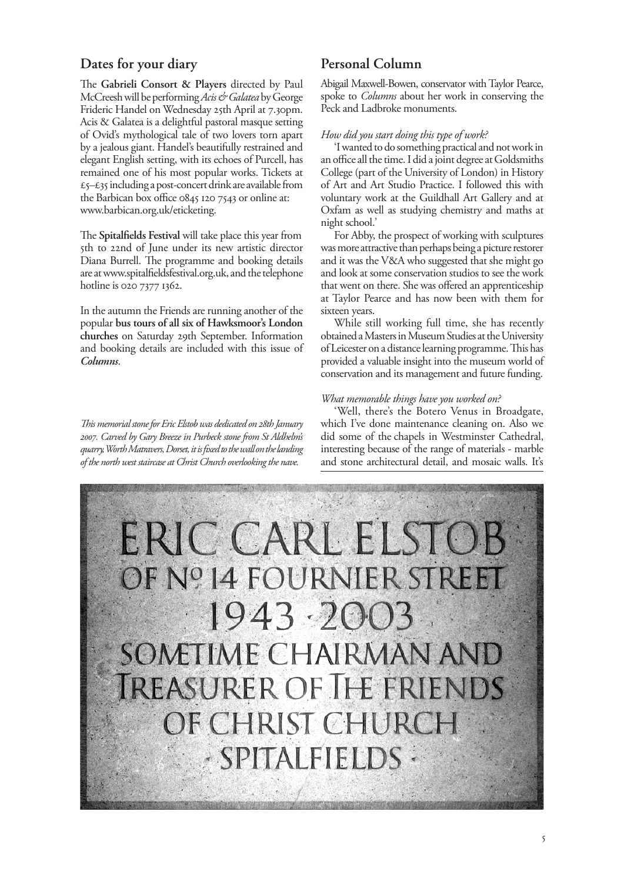## Dates for your diary

The **Gabrieli Consort & Players** directed by Paul McCreesh will be performing *Acis & Galatea* by George Frideric Handel on Wednesday 25th April at 7.30pm. Acis & Galatea is a delightful pastoral masque setting of Ovid's mythological tale of two lovers torn apart by a jealous giant. Handel's beautifully restrained and elegant English setting, with its echoes of Purcell, has remained one of his most popular works. Tickets at £5–£35 including a post-concert drink are available from the Barbican box office 0845 120 7543 or online at: www.barbican.org.uk/eticketing.

The **Spitalfields Festival** will take place this year from 5th to 22nd of June under its new artistic director Diana Burrell. The programme and booking details are at www.spitalfieldsfestival.org.uk, and the telephone hotline is 020 7377 1362.

In the autumn the Friends are running another of the popular **bus tours of all six of Hawksmoor's London churches** on Saturday 29th September. Information and booking details are included with this issue of ***Columns***.

*This memorial stone for Eric Elstob was dedicated on 28th January 2007. Carved by Gary Breeze in Purbeck stone from St Aldhelm's quarry, Worth Matravers, Dorset, it is fixed to the wall on the landing of the north west staircase at Christ Church overlooking the nave.*

## Personal Column

Abigail Maxwell-Bowen, conservator with Taylor Pearce, spoke to *Columns* about her work in conserving the Peck and Ladbroke monuments.

*How did you start doing this type of work?*

'I wanted to do something practical and not work in an office all the time. I did a joint degree at Goldsmiths College (part of the University of London) in History of Art and Art Studio Practice. I followed this with voluntary work at the Guildhall Art Gallery and at Oxfam as well as studying chemistry and maths at night school.'

For Abby, the prospect of working with sculptures was more attractive than perhaps being a picture restorer and it was the V&A who suggested that she might go and look at some conservation studios to see the work that went on there. She was offered an apprenticeship at Taylor Pearce and has now been with them for sixteen years.

While still working full time, she has recently obtained a Masters in Museum Studies at the University of Leicester on a distance learning programme. This has provided a valuable insight into the museum world of conservation and its management and future funding.

*What memorable things have you worked on?*

'Well, there's the Botero Venus in Broadgate, which I've done maintenance cleaning on. Also we did some of the chapels in Westminster Cathedral, interesting because of the range of materials - marble and stone architectural detail, and mosaic walls. It's

ERIC CARL ELSTOB
OF Nº 14 FOURNIER STREET
1943 · 2003
SOMETIME CHAIRMAN AND
TREASURER OF THE FRIENDS
OF CHRIST CHURCH
· SPITALFIELDS ·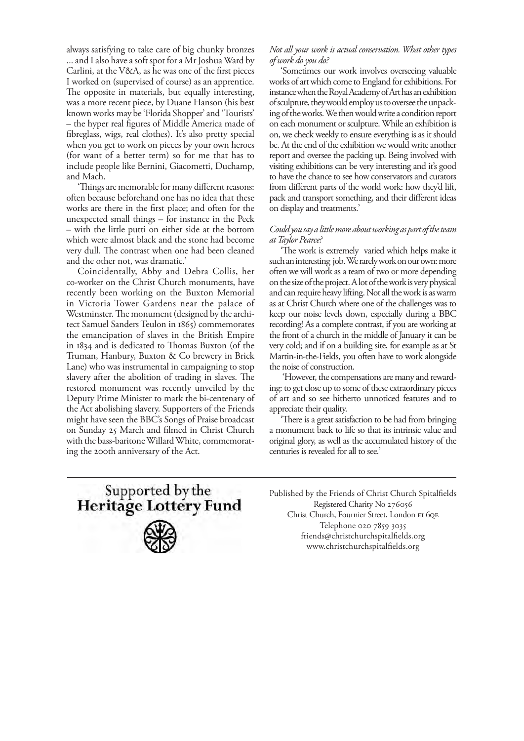always satisfying to take care of big chunky bronzes ... and I also have a soft spot for a Mr Joshua Ward by Carlini, at the V&A, as he was one of the first pieces I worked on (supervised of course) as an apprentice. The opposite in materials, but equally interesting, was a more recent piece, by Duane Hanson (his best known works may be 'Florida Shopper' and 'Tourists' – the hyper real figures of Middle America made of fibreglass, wigs, real clothes). It's also pretty special when you get to work on pieces by your own heroes (for want of a better term) so for me that has to include people like Bernini, Giacometti, Duchamp, and Mach.

'Things are memorable for many different reasons: often because beforehand one has no idea that these works are there in the first place; and often for the unexpected small things – for instance in the Peck – with the little putti on either side at the bottom which were almost black and the stone had become very dull. The contrast when one had been cleaned and the other not, was dramatic.'

Coincidentally, Abby and Debra Collis, her co-worker on the Christ Church monuments, have recently been working on the Buxton Memorial in Victoria Tower Gardens near the palace of Westminster. The monument (designed by the architect Samuel Sanders Teulon in 1865) commemorates the emancipation of slaves in the British Empire in 1834 and is dedicated to Thomas Buxton (of the Truman, Hanbury, Buxton & Co brewery in Brick Lane) who was instrumental in campaigning to stop slavery after the abolition of trading in slaves. The restored monument was recently unveiled by the Deputy Prime Minister to mark the bi-centenary of the Act abolishing slavery. Supporters of the Friends might have seen the BBC's Songs of Praise broadcast on Sunday 25 March and filmed in Christ Church with the bass-baritone Willard White, commemorating the 200th anniversary of the Act.

*Not all your work is actual conservation. What other types of work do you do?*

'Sometimes our work involves overseeing valuable works of art which come to England for exhibitions. For instance when the Royal Academy of Art has an exhibition of sculpture, they would employ us to oversee the unpacking of the works. We then would write a condition report on each monument or sculpture. While an exhibition is on, we check weekly to ensure everything is as it should be. At the end of the exhibition we would write another report and oversee the packing up. Being involved with visiting exhibitions can be very interesting and it's good to have the chance to see how conservators and curators from different parts of the world work: how they'd lift, pack and transport something, and their different ideas on display and treatments.'

*Could you say a little more about working as part of the team at Taylor Pearce?*

'The work is extremely varied which helps make it such an interesting job. We rarely work on our own: more often we will work as a team of two or more depending on the size of the project. A lot of the work is very physical and can require heavy lifting. Not all the work is as warm as at Christ Church where one of the challenges was to keep our noise levels down, especially during a BBC recording! As a complete contrast, if you are working at the front of a church in the middle of January it can be very cold; and if on a building site, for example as at St Martin-in-the-Fields, you often have to work alongside the noise of construction.

'However, the compensations are many and rewarding: to get close up to some of these extraordinary pieces of art and so see hitherto unnoticed features and to appreciate their quality.

'There is a great satisfaction to be had from bringing a monument back to life so that its intrinsic value and original glory, as well as the accumulated history of the centuries is revealed for all to see.'

---

Supported by the
**Heritage Lottery Fund**

Published by the Friends of Christ Church Spitalfields
Registered Charity No 276056
Christ Church, Fournier Street, London E1 6QE
Telephone 020 7859 3035
friends@christchurchspitalfields.org
www.christchurchspitalfields.org